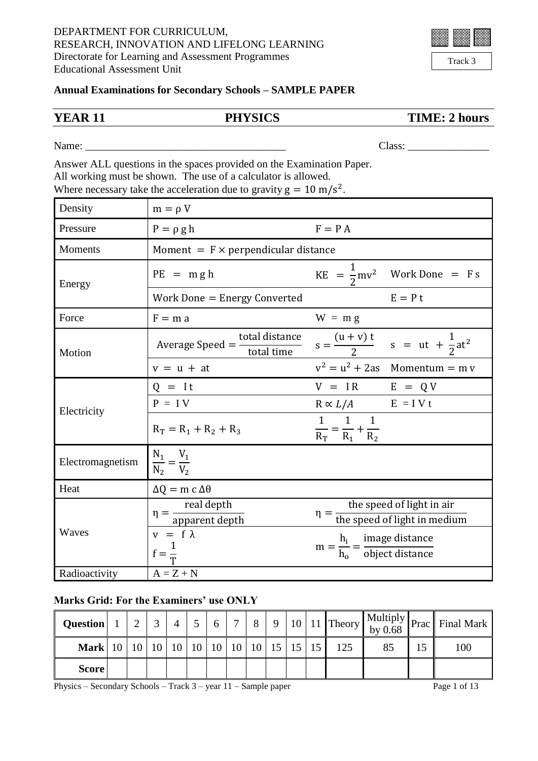DEPARTMENT FOR CURRICULUM,
RESEARCH, INNOVATION AND LIFELONG LEARNING
Directorate for Learning and Assessment Programmes
Educational Assessment Unit

Track 3

**Annual Examinations for Secondary Schools – SAMPLE PAPER**

| **YEAR 11** | **PHYSICS** | **TIME: 2 hours** |
|---|---|---|

Name: ______________________________________ Class: _______________

Answer ALL questions in the spaces provided on the Examination Paper.
All working must be shown. The use of a calculator is allowed.
Where necessary take the acceleration due to gravity $g = 10\ m/s^2$.

| | | | |
|---|---|---|---|
| Density | $m = \rho\ V$ | | |
| Pressure | $P = \rho\ g\ h$ | $F = P\ A$ | |
| Moments | Moment $= F \times$ perpendicular distance | | |
| Energy | $PE = m\ g\ h$ | $KE = \frac{1}{2}mv^2$ | Work Done $= F\ s$ |
| | Work Done $=$ Energy Converted | | $E = P\ t$ |
| Force | $F = m\ a$ | $W = m\ g$ | |
| Motion | Average Speed $= \frac{\text{total distance}}{\text{total time}}$ | $s = \frac{(u+v)\ t}{2}$ | $s = ut + \frac{1}{2}at^2$ |
| | $v = u + at$ | $v^2 = u^2 + 2as$ | Momentum $= m\ v$ |
| Electricity | $Q = I\ t$ | $V = I\ R$ | $E = Q\ V$ |
| | $P = I\ V$ | $R \propto L/A$ | $E = I\ V\ t$ |
| | $R_T = R_1 + R_2 + R_3$ | $\frac{1}{R_T} = \frac{1}{R_1} + \frac{1}{R_2}$ | |
| Electromagnetism | $\frac{N_1}{N_2} = \frac{V_1}{V_2}$ | | |
| Heat | $\Delta Q = m\ c\ \Delta\theta$ | | |
| Waves | $\eta = \frac{\text{real depth}}{\text{apparent depth}}$ | $\eta = \frac{\text{the speed of light in air}}{\text{the speed of light in medium}}$ | |
| | $v = f\ \lambda$, $f = \frac{1}{T}$ | $m = \frac{h_i}{h_o} = \frac{\text{image distance}}{\text{object distance}}$ | |
| Radioactivity | $A = Z + N$ | | |

**Marks Grid: For the Examiners' use ONLY**

| **Question** | 1 | 2 | 3 | 4 | 5 | 6 | 7 | 8 | 9 | 10 | 11 | Theory | Multiply by 0.68 | Prac | Final Mark |
|---|---|---|---|---|---|---|---|---|---|---|---|---|---|---|---|
| **Mark** | 10 | 10 | 10 | 10 | 10 | 10 | 10 | 10 | 15 | 15 | 15 | 125 | 85 | 15 | 100 |
| **Score** | | | | | | | | | | | | | | | |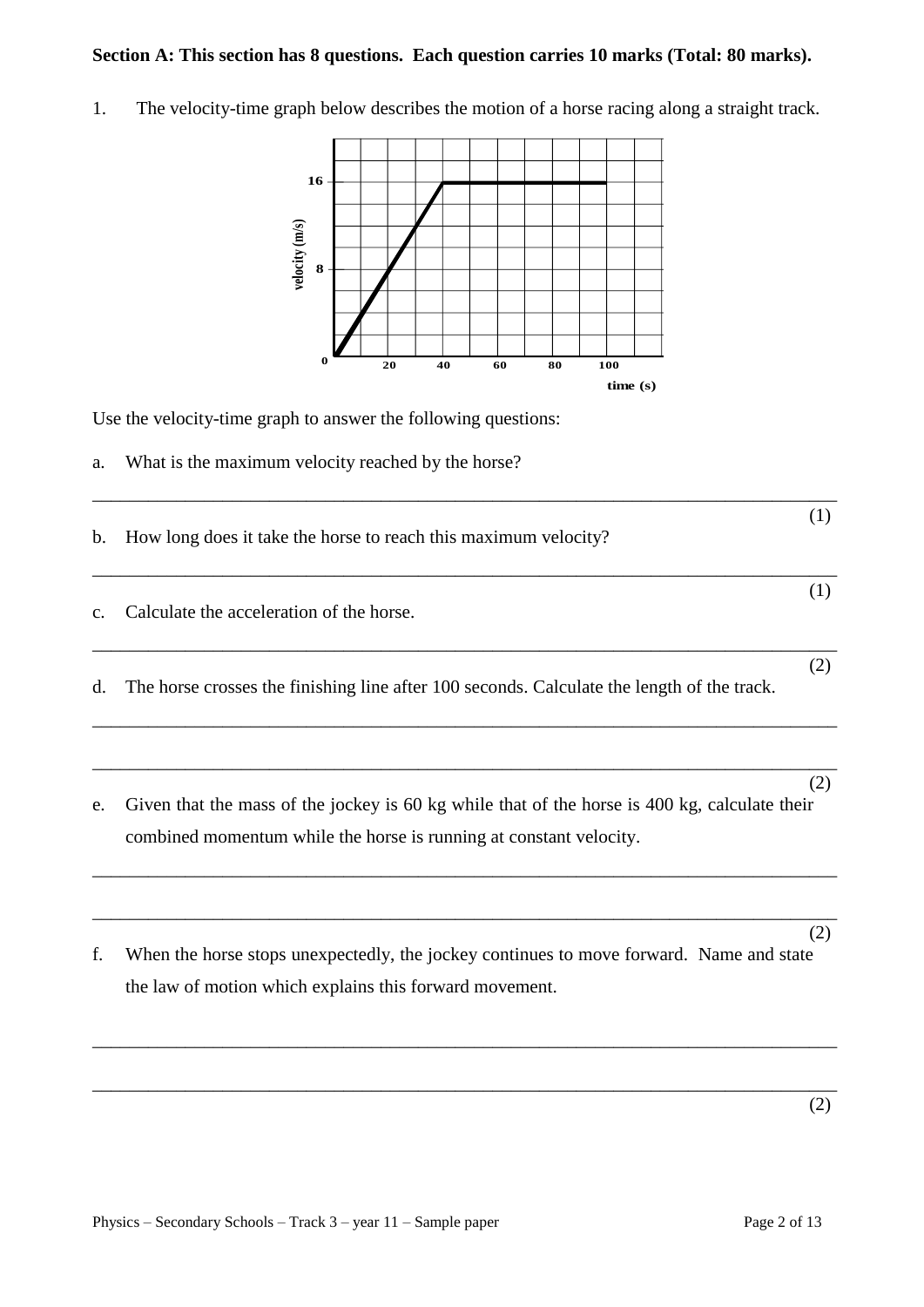**Section A: This section has 8 questions. Each question carries 10 marks (Total: 80 marks).**

1. The velocity-time graph below describes the motion of a horse racing along a straight track.

Use the velocity-time graph to answer the following questions:

a. What is the maximum velocity reached by the horse?

\_\_\_\_\_\_\_\_\_\_\_\_\_\_\_\_\_\_\_\_\_\_\_\_\_\_\_\_\_\_\_\_\_\_\_\_\_\_\_\_\_\_\_\_\_\_\_\_\_\_\_\_\_\_\_\_\_\_\_\_\_\_\_\_\_\_\_\_\_\_ (1)

b. How long does it take the horse to reach this maximum velocity?

\_\_\_\_\_\_\_\_\_\_\_\_\_\_\_\_\_\_\_\_\_\_\_\_\_\_\_\_\_\_\_\_\_\_\_\_\_\_\_\_\_\_\_\_\_\_\_\_\_\_\_\_\_\_\_\_\_\_\_\_\_\_\_\_\_\_\_\_\_\_ (1)

c. Calculate the acceleration of the horse.

\_\_\_\_\_\_\_\_\_\_\_\_\_\_\_\_\_\_\_\_\_\_\_\_\_\_\_\_\_\_\_\_\_\_\_\_\_\_\_\_\_\_\_\_\_\_\_\_\_\_\_\_\_\_\_\_\_\_\_\_\_\_\_\_\_\_\_\_\_\_ (2)

d. The horse crosses the finishing line after 100 seconds. Calculate the length of the track.

\_\_\_\_\_\_\_\_\_\_\_\_\_\_\_\_\_\_\_\_\_\_\_\_\_\_\_\_\_\_\_\_\_\_\_\_\_\_\_\_\_\_\_\_\_\_\_\_\_\_\_\_\_\_\_\_\_\_\_\_\_\_\_\_\_\_\_\_\_\_

\_\_\_\_\_\_\_\_\_\_\_\_\_\_\_\_\_\_\_\_\_\_\_\_\_\_\_\_\_\_\_\_\_\_\_\_\_\_\_\_\_\_\_\_\_\_\_\_\_\_\_\_\_\_\_\_\_\_\_\_\_\_\_\_\_\_\_\_\_\_ (2)

e. Given that the mass of the jockey is 60 kg while that of the horse is 400 kg, calculate their combined momentum while the horse is running at constant velocity.

\_\_\_\_\_\_\_\_\_\_\_\_\_\_\_\_\_\_\_\_\_\_\_\_\_\_\_\_\_\_\_\_\_\_\_\_\_\_\_\_\_\_\_\_\_\_\_\_\_\_\_\_\_\_\_\_\_\_\_\_\_\_\_\_\_\_\_\_\_\_

\_\_\_\_\_\_\_\_\_\_\_\_\_\_\_\_\_\_\_\_\_\_\_\_\_\_\_\_\_\_\_\_\_\_\_\_\_\_\_\_\_\_\_\_\_\_\_\_\_\_\_\_\_\_\_\_\_\_\_\_\_\_\_\_\_\_\_\_\_\_ (2)

f. When the horse stops unexpectedly, the jockey continues to move forward. Name and state the law of motion which explains this forward movement.

\_\_\_\_\_\_\_\_\_\_\_\_\_\_\_\_\_\_\_\_\_\_\_\_\_\_\_\_\_\_\_\_\_\_\_\_\_\_\_\_\_\_\_\_\_\_\_\_\_\_\_\_\_\_\_\_\_\_\_\_\_\_\_\_\_\_\_\_\_\_

\_\_\_\_\_\_\_\_\_\_\_\_\_\_\_\_\_\_\_\_\_\_\_\_\_\_\_\_\_\_\_\_\_\_\_\_\_\_\_\_\_\_\_\_\_\_\_\_\_\_\_\_\_\_\_\_\_\_\_\_\_\_\_\_\_\_\_\_\_\_ (2)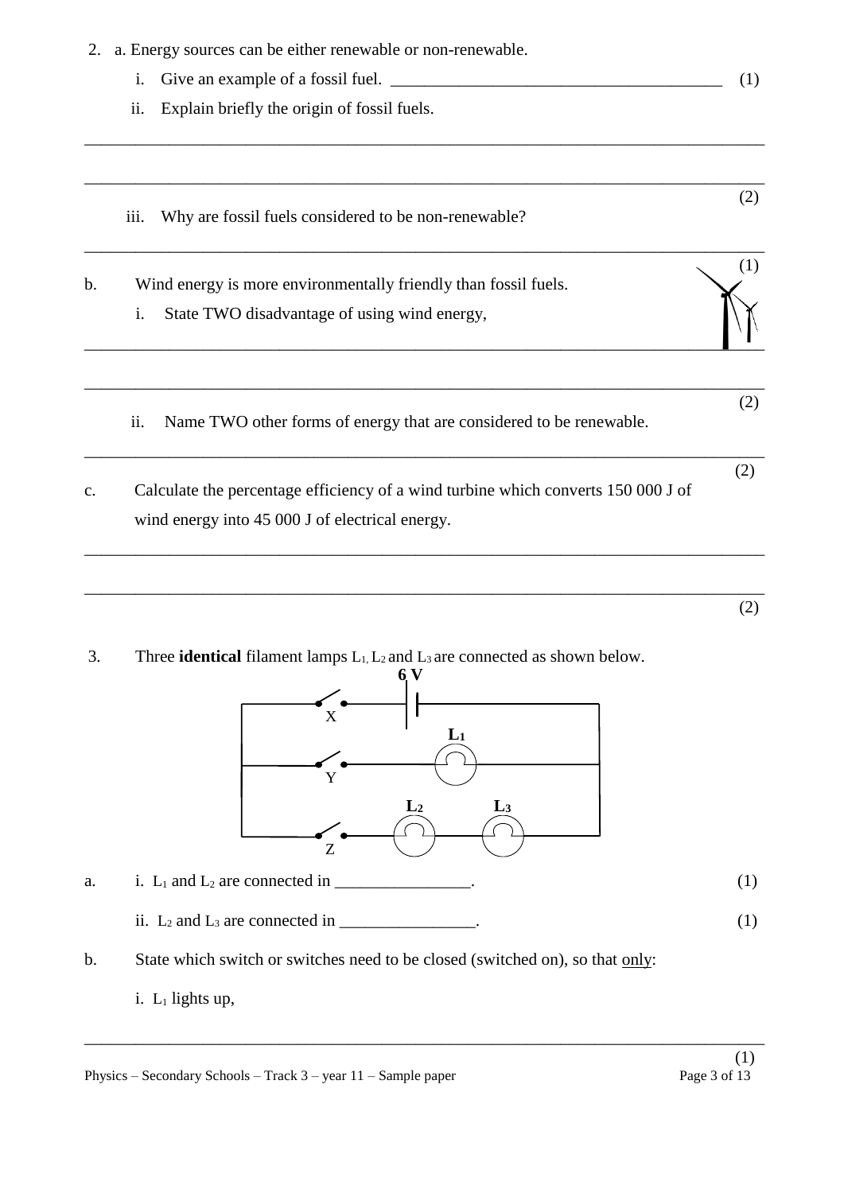2. a. Energy sources can be either renewable or non-renewable.

   i. Give an example of a fossil fuel. _______________________________________ (1)

   ii. Explain briefly the origin of fossil fuels.

_______________________________________________________________________________

_______________________________________________________________________________ (2)

   iii. Why are fossil fuels considered to be non-renewable?

_______________________________________________________________________________ (1)

b. Wind energy is more environmentally friendly than fossil fuels.

   i. State TWO disadvantage of using wind energy,

_______________________________________________________________________________

_______________________________________________________________________________ (2)

   ii. Name TWO other forms of energy that are considered to be renewable.

_______________________________________________________________________________ (2)

c. Calculate the percentage efficiency of a wind turbine which converts 150 000 J of wind energy into 45 000 J of electrical energy.

_______________________________________________________________________________

_______________________________________________________________________________ (2)

3. Three **identical** filament lamps $L_1$, $L_2$ and $L_3$ are connected as shown below.

**6 V**

X

$L_1$

Y

$L_2$ $L_3$

Z

a. i. $L_1$ and $L_2$ are connected in ________________. (1)

   ii. $L_2$ and $L_3$ are connected in ________________. (1)

b. State which switch or switches need to be closed (switched on), so that only:

   i. $L_1$ lights up,

_______________________________________________________________________________ (1)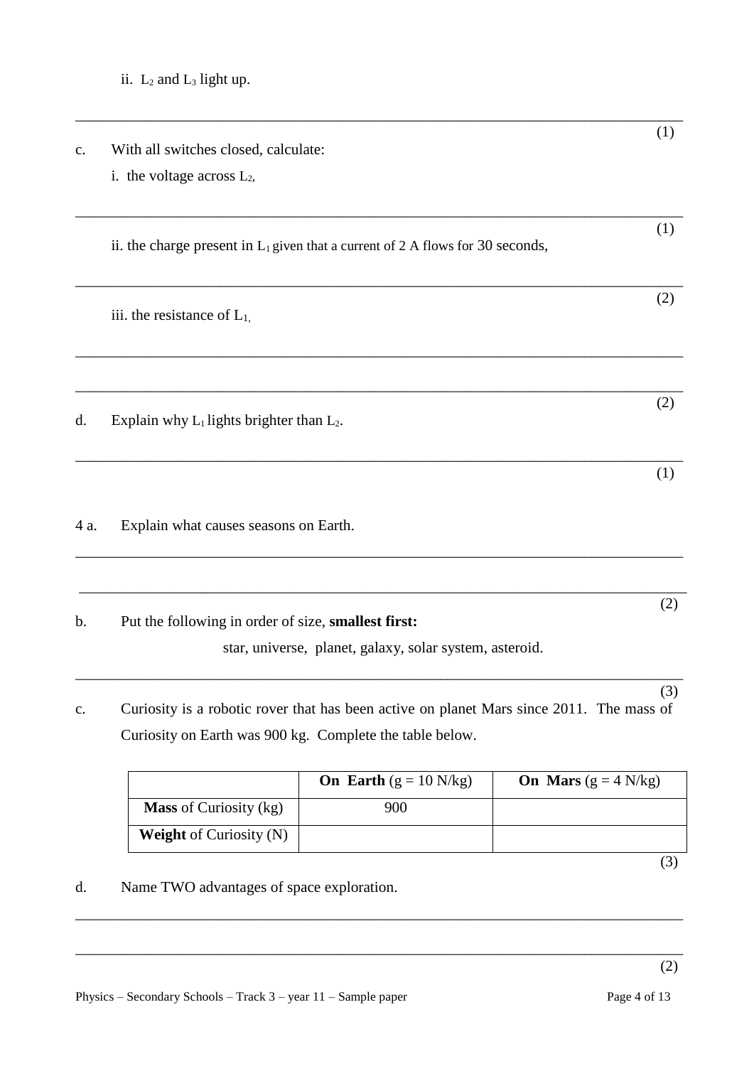ii. $L_2$ and $L_3$ light up.

______________________________________________________________________________ (1)

c. With all switches closed, calculate:

i. the voltage across $L_2$,

______________________________________________________________________________ (1)

ii. the charge present in $L_1$ given that a current of 2 A flows for 30 seconds,

______________________________________________________________________________ (2)

iii. the resistance of $L_1$,

______________________________________________________________________________

______________________________________________________________________________ (2)

d. Explain why $L_1$ lights brighter than $L_2$.

______________________________________________________________________________ (1)

4 a. Explain what causes seasons on Earth.

______________________________________________________________________________

______________________________________________________________________________ (2)

b. Put the following in order of size, **smallest first:**

star, universe, planet, galaxy, solar system, asteroid.

______________________________________________________________________________ (3)

c. Curiosity is a robotic rover that has been active on planet Mars since 2011. The mass of Curiosity on Earth was 900 kg. Complete the table below.

| | **On Earth** (g = 10 N/kg) | **On Mars** (g = 4 N/kg) |
|---|---|---|
| **Mass** of Curiosity (kg) | 900 | |
| **Weight** of Curiosity (N) | | |

(3)

d. Name TWO advantages of space exploration.

______________________________________________________________________________

______________________________________________________________________________ (2)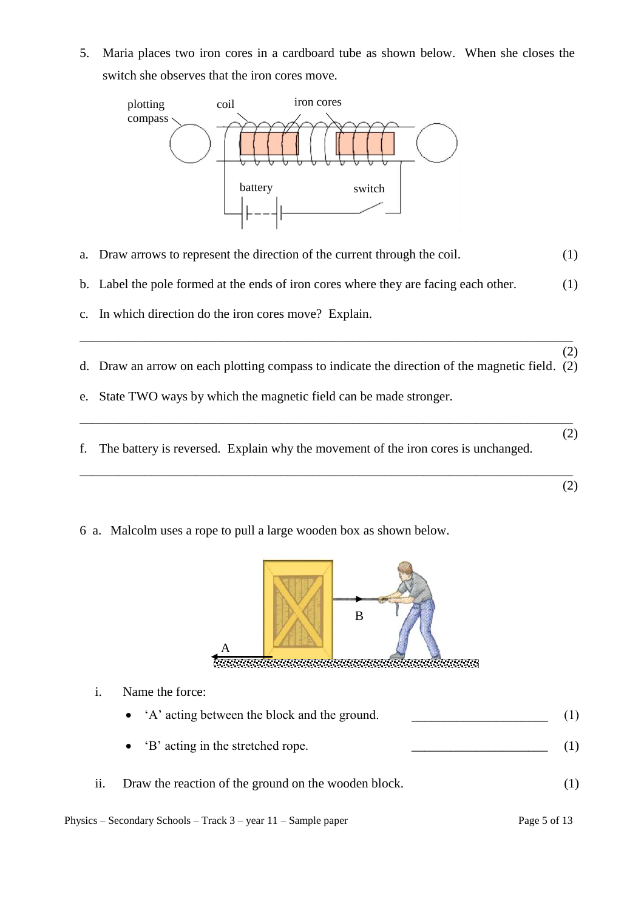5. Maria places two iron cores in a cardboard tube as shown below. When she closes the switch she observes that the iron cores move.

 a. Draw arrows to represent the direction of the current through the coil. (1)

 b. Label the pole formed at the ends of iron cores where they are facing each other. (1)

 c. In which direction do the iron cores move? Explain.

 ______________________________________________________________________________ (2)

 d. Draw an arrow on each plotting compass to indicate the direction of the magnetic field. (2)

 e. State TWO ways by which the magnetic field can be made stronger.

 ______________________________________________________________________________ (2)

 f. The battery is reversed. Explain why the movement of the iron cores is unchanged.

 ______________________________________________________________________________ (2)

6 a. Malcolm uses a rope to pull a large wooden box as shown below.

 i. Name the force:

 - 'A' acting between the block and the ground. ____________________ (1)
 - 'B' acting in the stretched rope. ____________________ (1)

 ii. Draw the reaction of the ground on the wooden block. (1)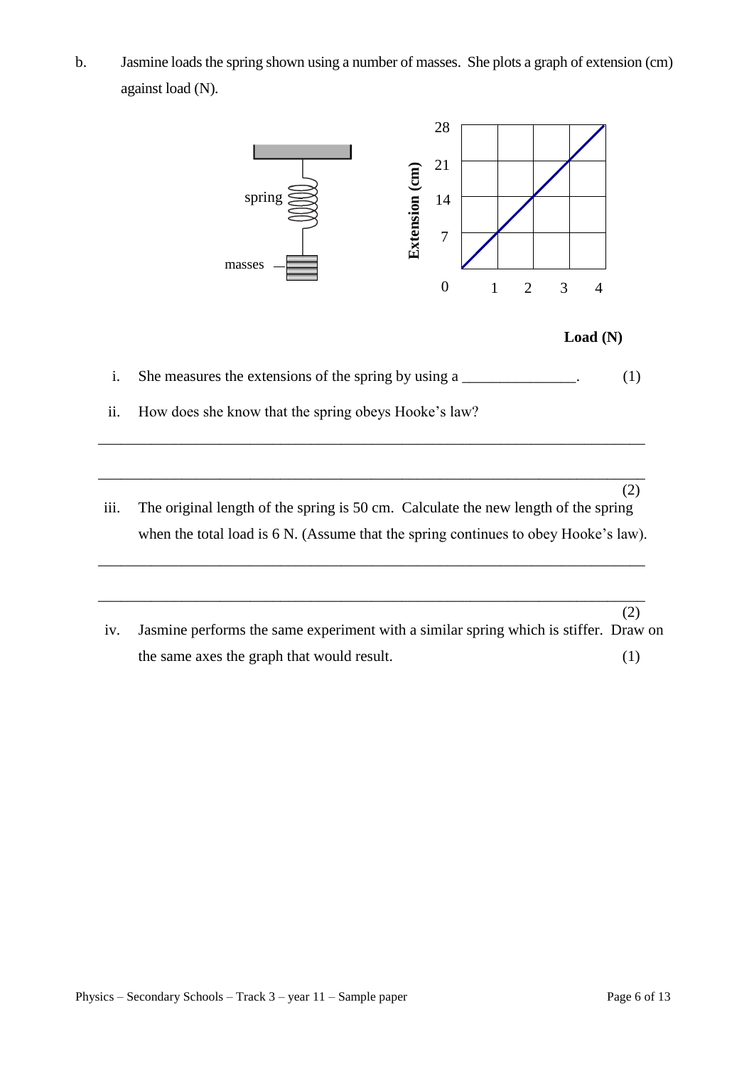b. Jasmine loads the spring shown using a number of masses. She plots a graph of extension (cm) against load (N).

spring

masses

Extension (cm)

28

21

14

7

0 1 2 3 4

**Load (N)**

i. She measures the extensions of the spring by using a _______________. (1)

ii. How does she know that the spring obeys Hooke's law?

_______________________________________________________________________

_______________________________________________________________________ (2)

iii. The original length of the spring is 50 cm. Calculate the new length of the spring when the total load is 6 N. (Assume that the spring continues to obey Hooke's law).

_______________________________________________________________________

_______________________________________________________________________ (2)

iv. Jasmine performs the same experiment with a similar spring which is stiffer. Draw on the same axes the graph that would result. (1)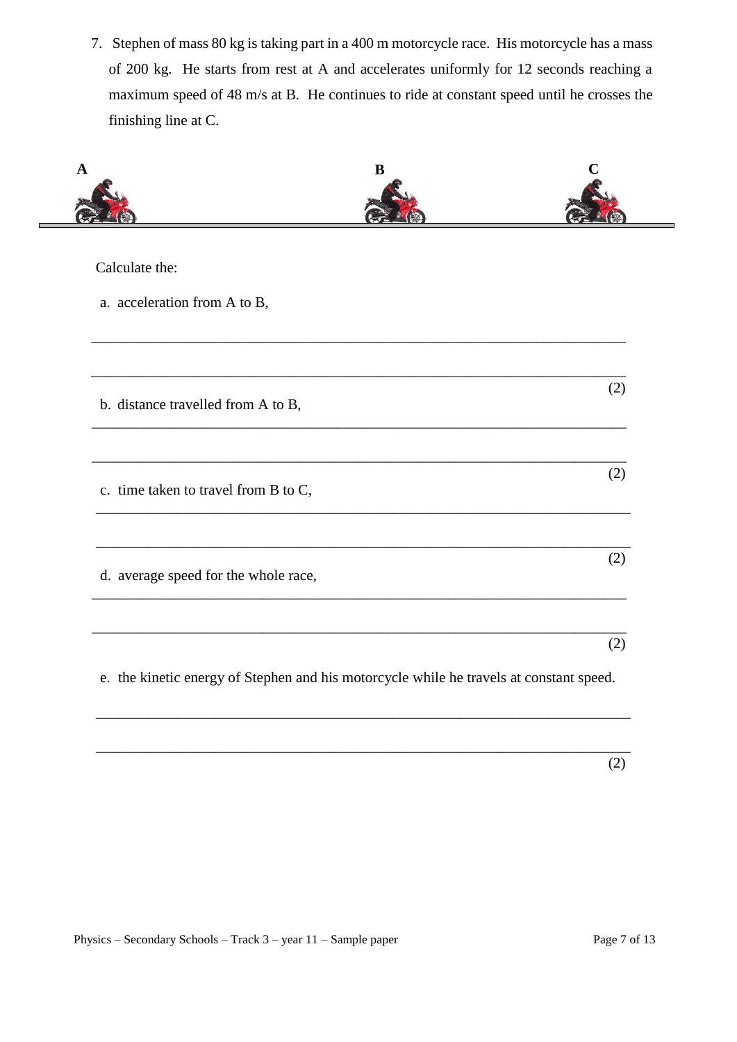7. Stephen of mass 80 kg is taking part in a 400 m motorcycle race. His motorcycle has a mass of 200 kg. He starts from rest at A and accelerates uniformly for 12 seconds reaching a maximum speed of 48 m/s at B. He continues to ride at constant speed until he crosses the finishing line at C.

**A** **B** **C**

Calculate the:

a. acceleration from A to B,

______________________________________________________________________

______________________________________________________________________

(2)

b. distance travelled from A to B,

______________________________________________________________________

______________________________________________________________________

(2)

c. time taken to travel from B to C,

______________________________________________________________________

______________________________________________________________________

(2)

d. average speed for the whole race,

______________________________________________________________________

______________________________________________________________________

(2)

e. the kinetic energy of Stephen and his motorcycle while he travels at constant speed.

______________________________________________________________________

______________________________________________________________________

(2)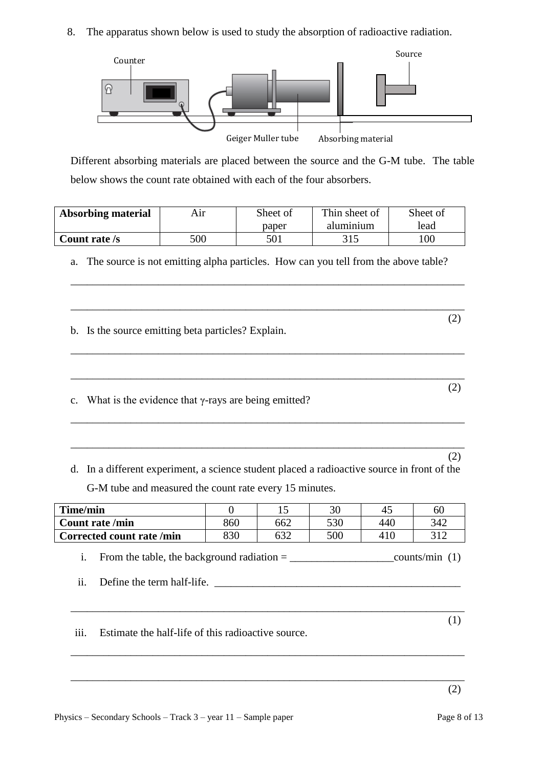8. The apparatus shown below is used to study the absorption of radioactive radiation.

Different absorbing materials are placed between the source and the G-M tube. The table below shows the count rate obtained with each of the four absorbers.

| **Absorbing material** | Air | Sheet of paper | Thin sheet of aluminium | Sheet of lead |
|---|---|---|---|---|
| **Count rate /s** | 500 | 501 | 315 | 100 |

a. The source is not emitting alpha particles. How can you tell from the above table?

_______________________________________________________________________

_______________________________________________________________________ (2)

b. Is the source emitting beta particles? Explain.

_______________________________________________________________________

_______________________________________________________________________ (2)

c. What is the evidence that γ-rays are being emitted?

_______________________________________________________________________

_______________________________________________________________________ (2)

d. In a different experiment, a science student placed a radioactive source in front of the G-M tube and measured the count rate every 15 minutes.

| **Time/min** | 0 | 15 | 30 | 45 | 60 |
|---|---|---|---|---|---|
| **Count rate /min** | 860 | 662 | 530 | 440 | 342 |
| **Corrected count rate /min** | 830 | 632 | 500 | 410 | 312 |

i. From the table, the background radiation = ___________________counts/min (1)

ii. Define the term half-life. _____________________________________________

_______________________________________________________________________ (1)

iii. Estimate the half-life of this radioactive source.

_______________________________________________________________________

_______________________________________________________________________ (2)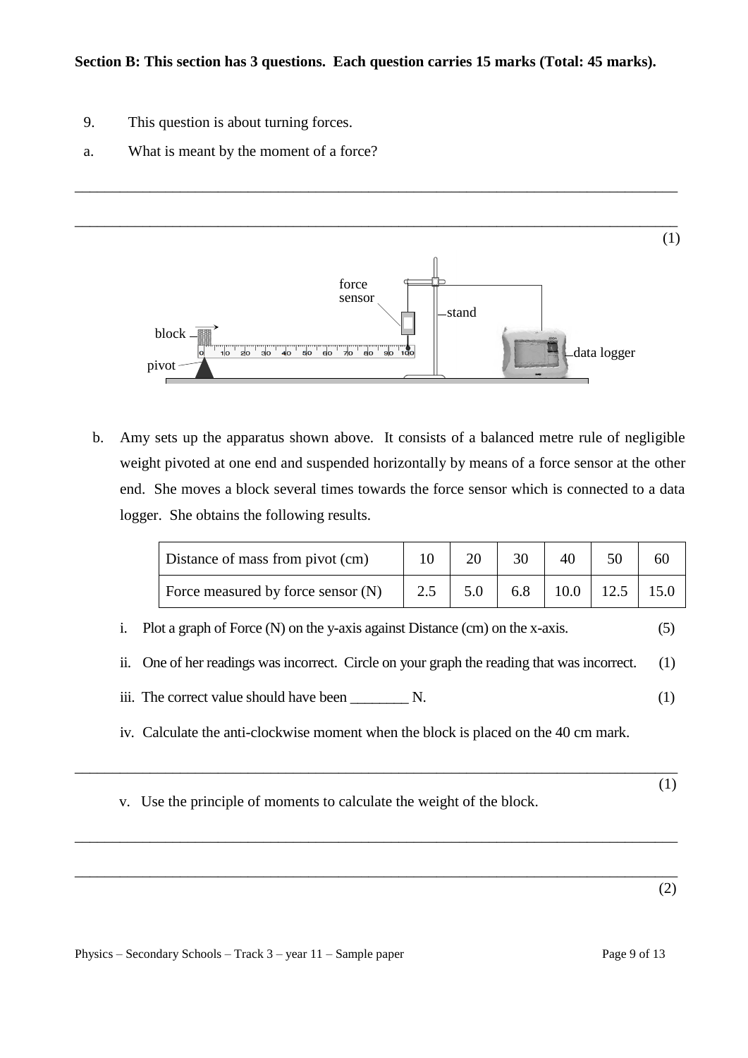**Section B: This section has 3 questions. Each question carries 15 marks (Total: 45 marks).**

9. This question is about turning forces.

a. What is meant by the moment of a force?

\_\_\_\_\_\_\_\_\_\_\_\_\_\_\_\_\_\_\_\_\_\_\_\_\_\_\_\_\_\_\_\_\_\_\_\_\_\_\_\_\_\_\_\_\_\_\_\_\_\_\_\_\_\_\_\_\_\_\_\_\_\_\_\_\_\_\_\_\_\_\_\_\_\_\_\_

\_\_\_\_\_\_\_\_\_\_\_\_\_\_\_\_\_\_\_\_\_\_\_\_\_\_\_\_\_\_\_\_\_\_\_\_\_\_\_\_\_\_\_\_\_\_\_\_\_\_\_\_\_\_\_\_\_\_\_\_\_\_\_\_\_\_\_\_\_\_\_\_\_\_\_\_ (1)

b. Amy sets up the apparatus shown above. It consists of a balanced metre rule of negligible weight pivoted at one end and suspended horizontally by means of a force sensor at the other end. She moves a block several times towards the force sensor which is connected to a data logger. She obtains the following results.

| Distance of mass from pivot (cm) | 10 | 20 | 30 | 40 | 50 | 60 |
|---|---|---|---|---|---|---|
| Force measured by force sensor (N) | 2.5 | 5.0 | 6.8 | 10.0 | 12.5 | 15.0 |

i. Plot a graph of Force (N) on the y-axis against Distance (cm) on the x-axis. (5)

ii. One of her readings was incorrect. Circle on your graph the reading that was incorrect. (1)

iii. The correct value should have been \_\_\_\_\_\_\_\_ N. (1)

iv. Calculate the anti-clockwise moment when the block is placed on the 40 cm mark.

\_\_\_\_\_\_\_\_\_\_\_\_\_\_\_\_\_\_\_\_\_\_\_\_\_\_\_\_\_\_\_\_\_\_\_\_\_\_\_\_\_\_\_\_\_\_\_\_\_\_\_\_\_\_\_\_\_\_\_\_\_\_\_\_\_\_\_\_\_\_\_\_\_\_\_\_ (1)

v. Use the principle of moments to calculate the weight of the block.

\_\_\_\_\_\_\_\_\_\_\_\_\_\_\_\_\_\_\_\_\_\_\_\_\_\_\_\_\_\_\_\_\_\_\_\_\_\_\_\_\_\_\_\_\_\_\_\_\_\_\_\_\_\_\_\_\_\_\_\_\_\_\_\_\_\_\_\_\_\_\_\_\_\_\_\_

\_\_\_\_\_\_\_\_\_\_\_\_\_\_\_\_\_\_\_\_\_\_\_\_\_\_\_\_\_\_\_\_\_\_\_\_\_\_\_\_\_\_\_\_\_\_\_\_\_\_\_\_\_\_\_\_\_\_\_\_\_\_\_\_\_\_\_\_\_\_\_\_\_\_\_\_ (2)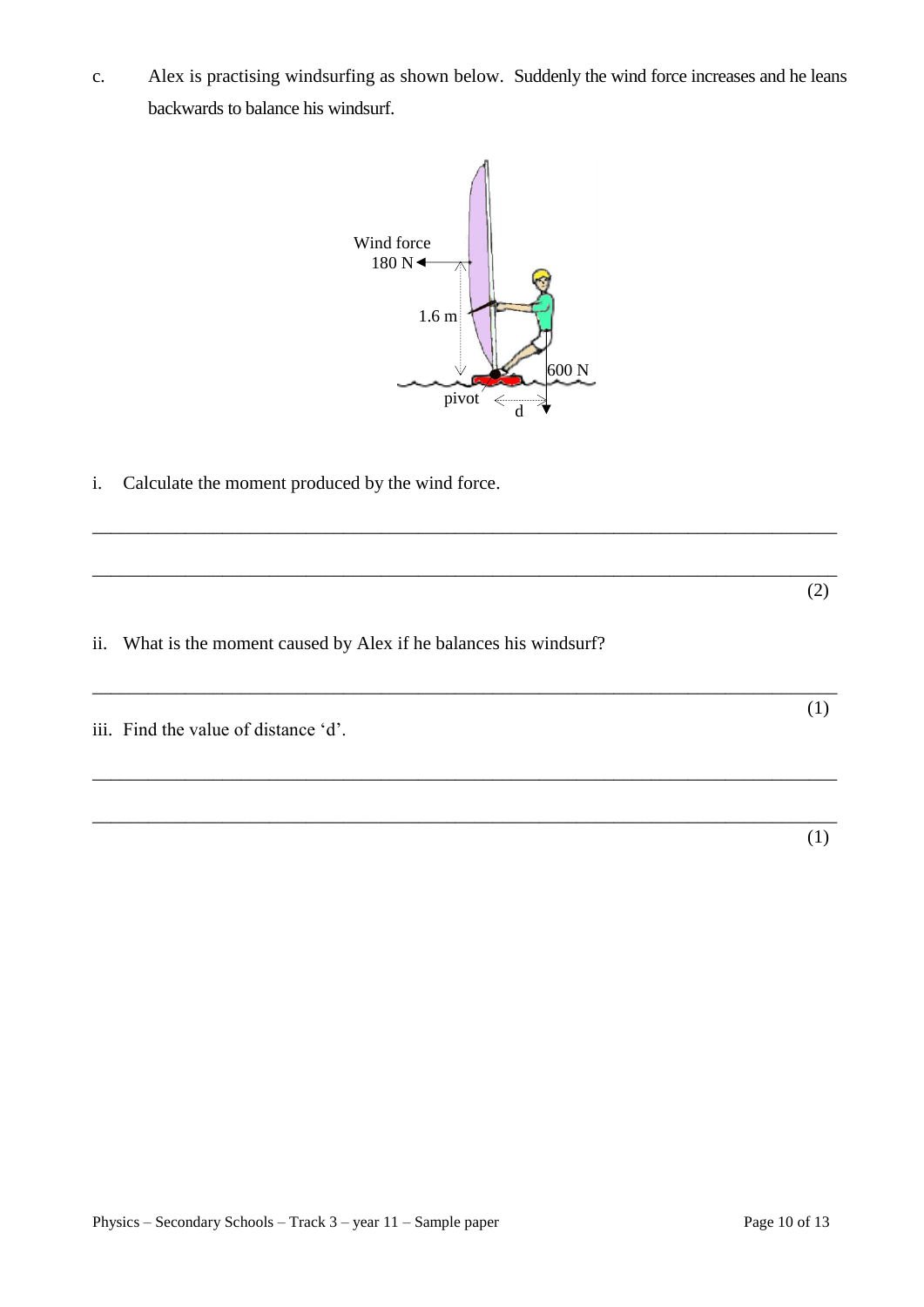c. Alex is practising windsurfing as shown below. Suddenly the wind force increases and he leans backwards to balance his windsurf.

Wind force 180 N

1.6 m

600 N

pivot

d

i. Calculate the moment produced by the wind force.

\_\_\_\_\_\_\_\_\_\_\_\_\_\_\_\_\_\_\_\_\_\_\_\_\_\_\_\_\_\_\_\_\_\_\_\_\_\_\_\_\_\_\_\_\_\_\_\_\_\_\_\_\_\_\_\_\_\_\_\_\_\_\_\_\_\_\_\_\_\_\_\_

\_\_\_\_\_\_\_\_\_\_\_\_\_\_\_\_\_\_\_\_\_\_\_\_\_\_\_\_\_\_\_\_\_\_\_\_\_\_\_\_\_\_\_\_\_\_\_\_\_\_\_\_\_\_\_\_\_\_\_\_\_\_\_\_\_\_\_\_\_\_\_\_

(2)

ii. What is the moment caused by Alex if he balances his windsurf?

\_\_\_\_\_\_\_\_\_\_\_\_\_\_\_\_\_\_\_\_\_\_\_\_\_\_\_\_\_\_\_\_\_\_\_\_\_\_\_\_\_\_\_\_\_\_\_\_\_\_\_\_\_\_\_\_\_\_\_\_\_\_\_\_\_\_\_\_\_\_\_\_

(1)

iii. Find the value of distance 'd'.

\_\_\_\_\_\_\_\_\_\_\_\_\_\_\_\_\_\_\_\_\_\_\_\_\_\_\_\_\_\_\_\_\_\_\_\_\_\_\_\_\_\_\_\_\_\_\_\_\_\_\_\_\_\_\_\_\_\_\_\_\_\_\_\_\_\_\_\_\_\_\_\_

\_\_\_\_\_\_\_\_\_\_\_\_\_\_\_\_\_\_\_\_\_\_\_\_\_\_\_\_\_\_\_\_\_\_\_\_\_\_\_\_\_\_\_\_\_\_\_\_\_\_\_\_\_\_\_\_\_\_\_\_\_\_\_\_\_\_\_\_\_\_\_\_

(1)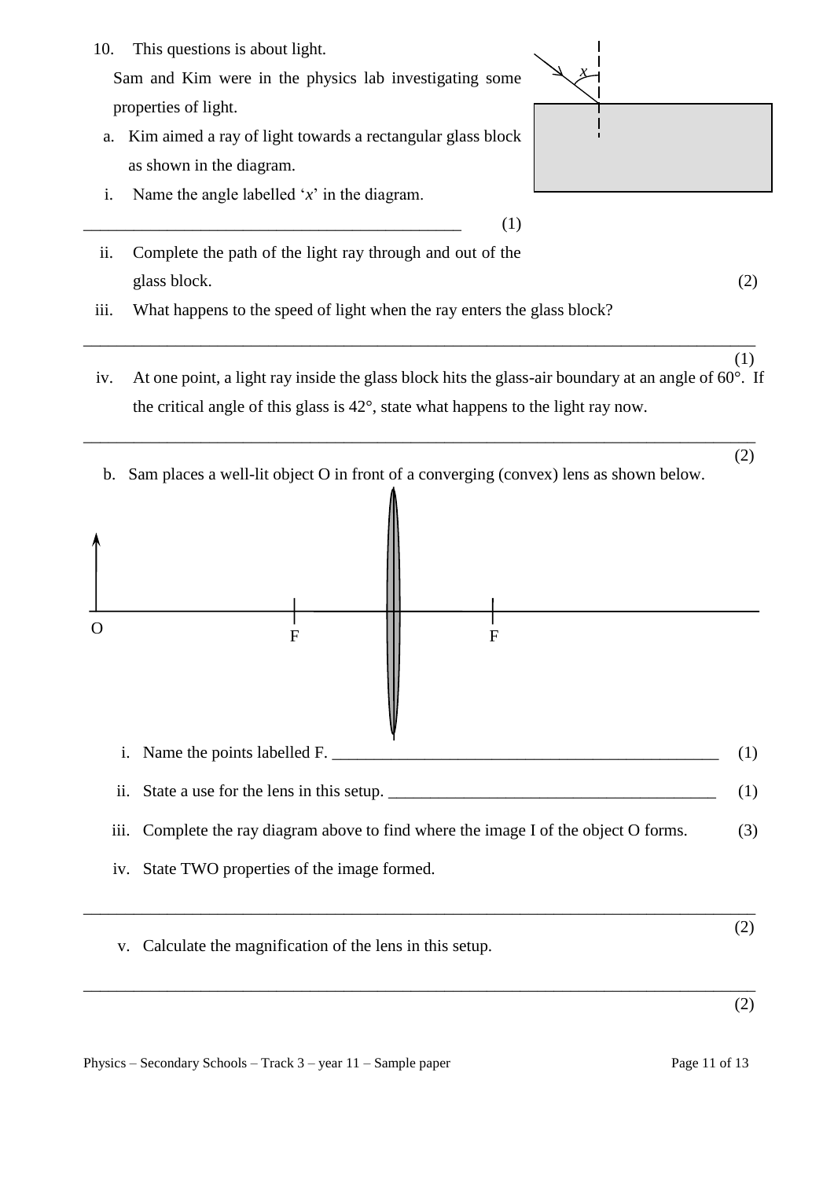10. This questions is about light.

Sam and Kim were in the physics lab investigating some properties of light.

a. Kim aimed a ray of light towards a rectangular glass block as shown in the diagram.

i. Name the angle labelled '$x$' in the diagram.

\_\_\_\_\_\_\_\_\_\_\_\_\_\_\_\_\_\_\_\_\_\_\_\_\_\_\_\_\_\_\_\_\_\_\_\_\_\_\_\_\_\_\_\_ (1)

ii. Complete the path of the light ray through and out of the glass block. (2)

iii. What happens to the speed of light when the ray enters the glass block?

\_\_\_\_\_\_\_\_\_\_\_\_\_\_\_\_\_\_\_\_\_\_\_\_\_\_\_\_\_\_\_\_\_\_\_\_\_\_\_\_\_\_\_\_\_\_\_\_\_\_\_\_\_\_\_\_\_\_\_\_\_\_\_\_\_\_\_\_\_\_\_\_\_\_\_\_ (1)

iv. At one point, a light ray inside the glass block hits the glass-air boundary at an angle of 60°. If the critical angle of this glass is 42°, state what happens to the light ray now.

\_\_\_\_\_\_\_\_\_\_\_\_\_\_\_\_\_\_\_\_\_\_\_\_\_\_\_\_\_\_\_\_\_\_\_\_\_\_\_\_\_\_\_\_\_\_\_\_\_\_\_\_\_\_\_\_\_\_\_\_\_\_\_\_\_\_\_\_\_\_\_\_\_\_\_\_ (2)

b. Sam places a well-lit object O in front of a converging (convex) lens as shown below.

O F F

i. Name the points labelled F. \_\_\_\_\_\_\_\_\_\_\_\_\_\_\_\_\_\_\_\_\_\_\_\_\_\_\_\_\_\_\_\_\_\_\_\_\_\_\_\_\_\_\_\_ (1)

ii. State a use for the lens in this setup. \_\_\_\_\_\_\_\_\_\_\_\_\_\_\_\_\_\_\_\_\_\_\_\_\_\_\_\_\_\_\_\_\_\_\_\_\_\_ (1)

iii. Complete the ray diagram above to find where the image I of the object O forms. (3)

iv. State TWO properties of the image formed.

\_\_\_\_\_\_\_\_\_\_\_\_\_\_\_\_\_\_\_\_\_\_\_\_\_\_\_\_\_\_\_\_\_\_\_\_\_\_\_\_\_\_\_\_\_\_\_\_\_\_\_\_\_\_\_\_\_\_\_\_\_\_\_\_\_\_\_\_\_\_\_\_\_\_\_\_ (2)

v. Calculate the magnification of the lens in this setup.

\_\_\_\_\_\_\_\_\_\_\_\_\_\_\_\_\_\_\_\_\_\_\_\_\_\_\_\_\_\_\_\_\_\_\_\_\_\_\_\_\_\_\_\_\_\_\_\_\_\_\_\_\_\_\_\_\_\_\_\_\_\_\_\_\_\_\_\_\_\_\_\_\_\_\_\_ (2)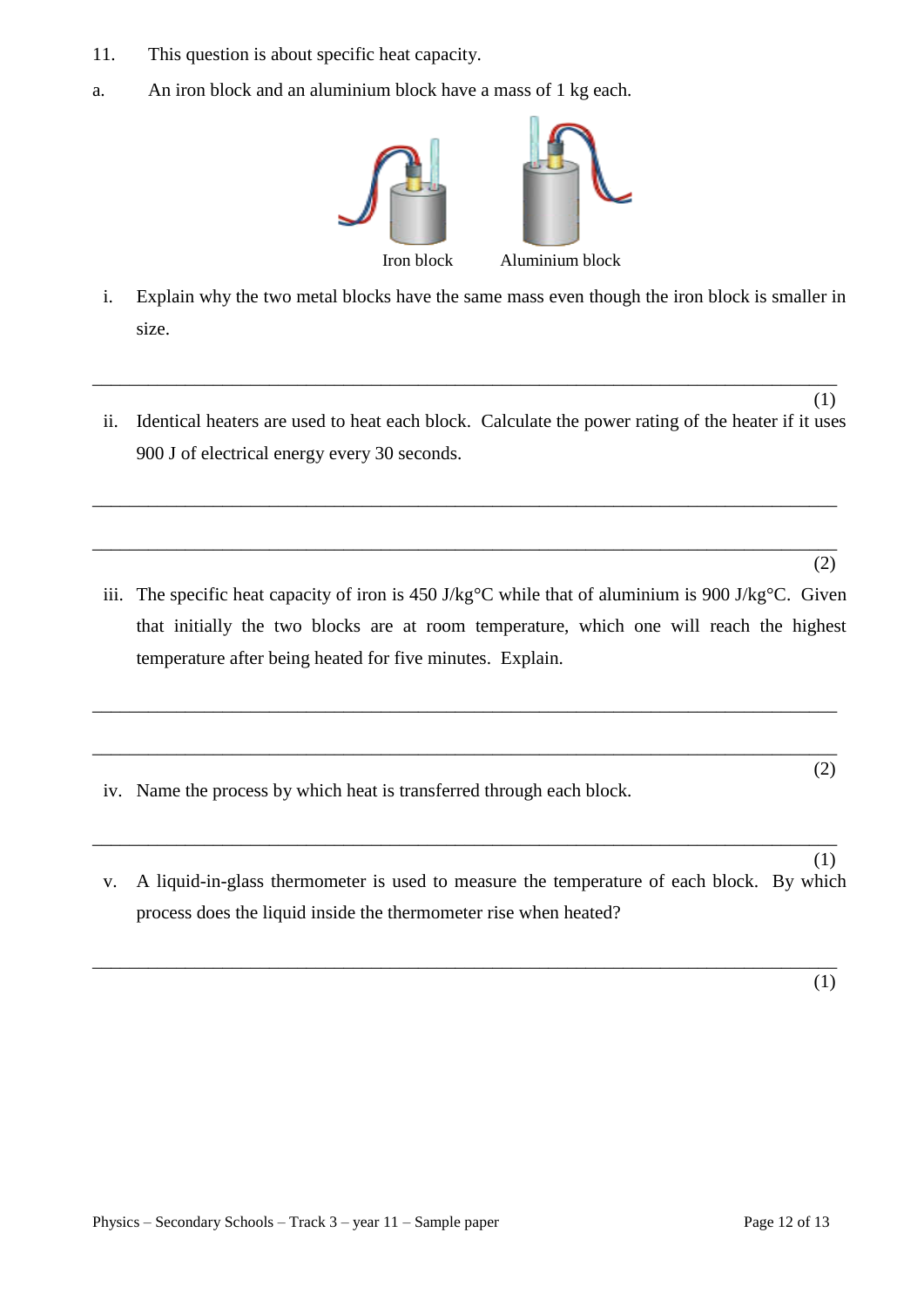11. This question is about specific heat capacity.

a. An iron block and an aluminium block have a mass of 1 kg each.

Iron block    Aluminium block

i. Explain why the two metal blocks have the same mass even though the iron block is smaller in size.

_______________________________________________________________________________

(1)

ii. Identical heaters are used to heat each block. Calculate the power rating of the heater if it uses 900 J of electrical energy every 30 seconds.

_______________________________________________________________________________

_______________________________________________________________________________

(2)

iii. The specific heat capacity of iron is 450 J/kg°C while that of aluminium is 900 J/kg°C. Given that initially the two blocks are at room temperature, which one will reach the highest temperature after being heated for five minutes. Explain.

_______________________________________________________________________________

_______________________________________________________________________________

(2)

iv. Name the process by which heat is transferred through each block.

_______________________________________________________________________________

(1)

v. A liquid-in-glass thermometer is used to measure the temperature of each block. By which process does the liquid inside the thermometer rise when heated?

_______________________________________________________________________________

(1)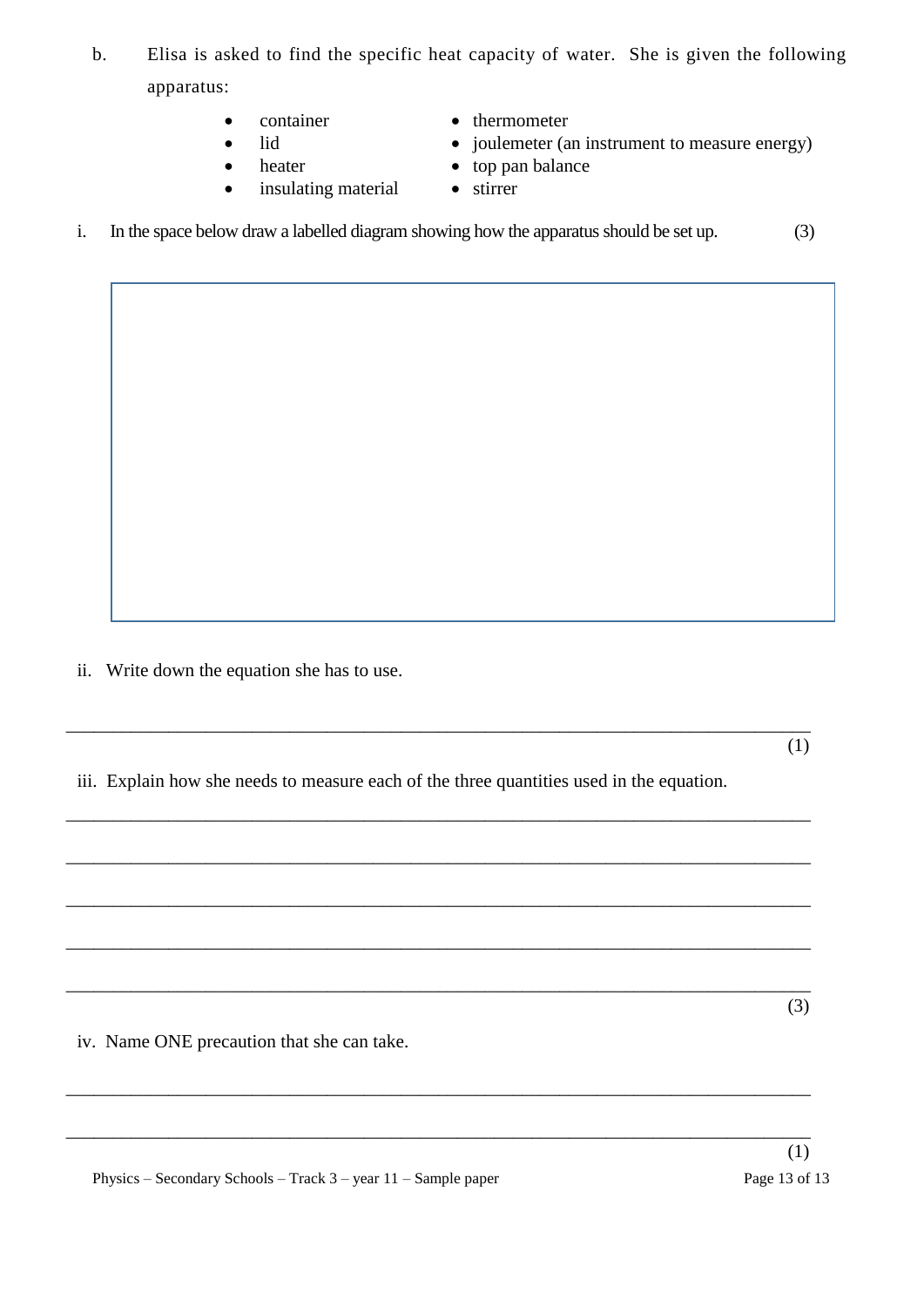b. Elisa is asked to find the specific heat capacity of water. She is given the following apparatus:

- container
- lid
- heater
- insulating material
- thermometer
- joulemeter (an instrument to measure energy)
- top pan balance
- stirrer

i. In the space below draw a labelled diagram showing how the apparatus should be set up. (3)

ii. Write down the equation she has to use.

\_\_\_\_\_\_\_\_\_\_\_\_\_\_\_\_\_\_\_\_\_\_\_\_\_\_\_\_\_\_\_\_\_\_\_\_\_\_\_\_\_\_\_\_\_\_\_\_\_\_\_\_\_\_\_\_\_\_\_\_\_\_\_\_\_\_\_\_\_\_\_\_\_\_\_\_\_\_\_\_

(1)

iii. Explain how she needs to measure each of the three quantities used in the equation.

\_\_\_\_\_\_\_\_\_\_\_\_\_\_\_\_\_\_\_\_\_\_\_\_\_\_\_\_\_\_\_\_\_\_\_\_\_\_\_\_\_\_\_\_\_\_\_\_\_\_\_\_\_\_\_\_\_\_\_\_\_\_\_\_\_\_\_\_\_\_\_\_\_\_\_\_\_\_\_\_

\_\_\_\_\_\_\_\_\_\_\_\_\_\_\_\_\_\_\_\_\_\_\_\_\_\_\_\_\_\_\_\_\_\_\_\_\_\_\_\_\_\_\_\_\_\_\_\_\_\_\_\_\_\_\_\_\_\_\_\_\_\_\_\_\_\_\_\_\_\_\_\_\_\_\_\_\_\_\_\_

\_\_\_\_\_\_\_\_\_\_\_\_\_\_\_\_\_\_\_\_\_\_\_\_\_\_\_\_\_\_\_\_\_\_\_\_\_\_\_\_\_\_\_\_\_\_\_\_\_\_\_\_\_\_\_\_\_\_\_\_\_\_\_\_\_\_\_\_\_\_\_\_\_\_\_\_\_\_\_\_

\_\_\_\_\_\_\_\_\_\_\_\_\_\_\_\_\_\_\_\_\_\_\_\_\_\_\_\_\_\_\_\_\_\_\_\_\_\_\_\_\_\_\_\_\_\_\_\_\_\_\_\_\_\_\_\_\_\_\_\_\_\_\_\_\_\_\_\_\_\_\_\_\_\_\_\_\_\_\_\_

\_\_\_\_\_\_\_\_\_\_\_\_\_\_\_\_\_\_\_\_\_\_\_\_\_\_\_\_\_\_\_\_\_\_\_\_\_\_\_\_\_\_\_\_\_\_\_\_\_\_\_\_\_\_\_\_\_\_\_\_\_\_\_\_\_\_\_\_\_\_\_\_\_\_\_\_\_\_\_\_

(3)

iv. Name ONE precaution that she can take.

\_\_\_\_\_\_\_\_\_\_\_\_\_\_\_\_\_\_\_\_\_\_\_\_\_\_\_\_\_\_\_\_\_\_\_\_\_\_\_\_\_\_\_\_\_\_\_\_\_\_\_\_\_\_\_\_\_\_\_\_\_\_\_\_\_\_\_\_\_\_\_\_\_\_\_\_\_\_\_\_

\_\_\_\_\_\_\_\_\_\_\_\_\_\_\_\_\_\_\_\_\_\_\_\_\_\_\_\_\_\_\_\_\_\_\_\_\_\_\_\_\_\_\_\_\_\_\_\_\_\_\_\_\_\_\_\_\_\_\_\_\_\_\_\_\_\_\_\_\_\_\_\_\_\_\_\_\_\_\_\_

(1)